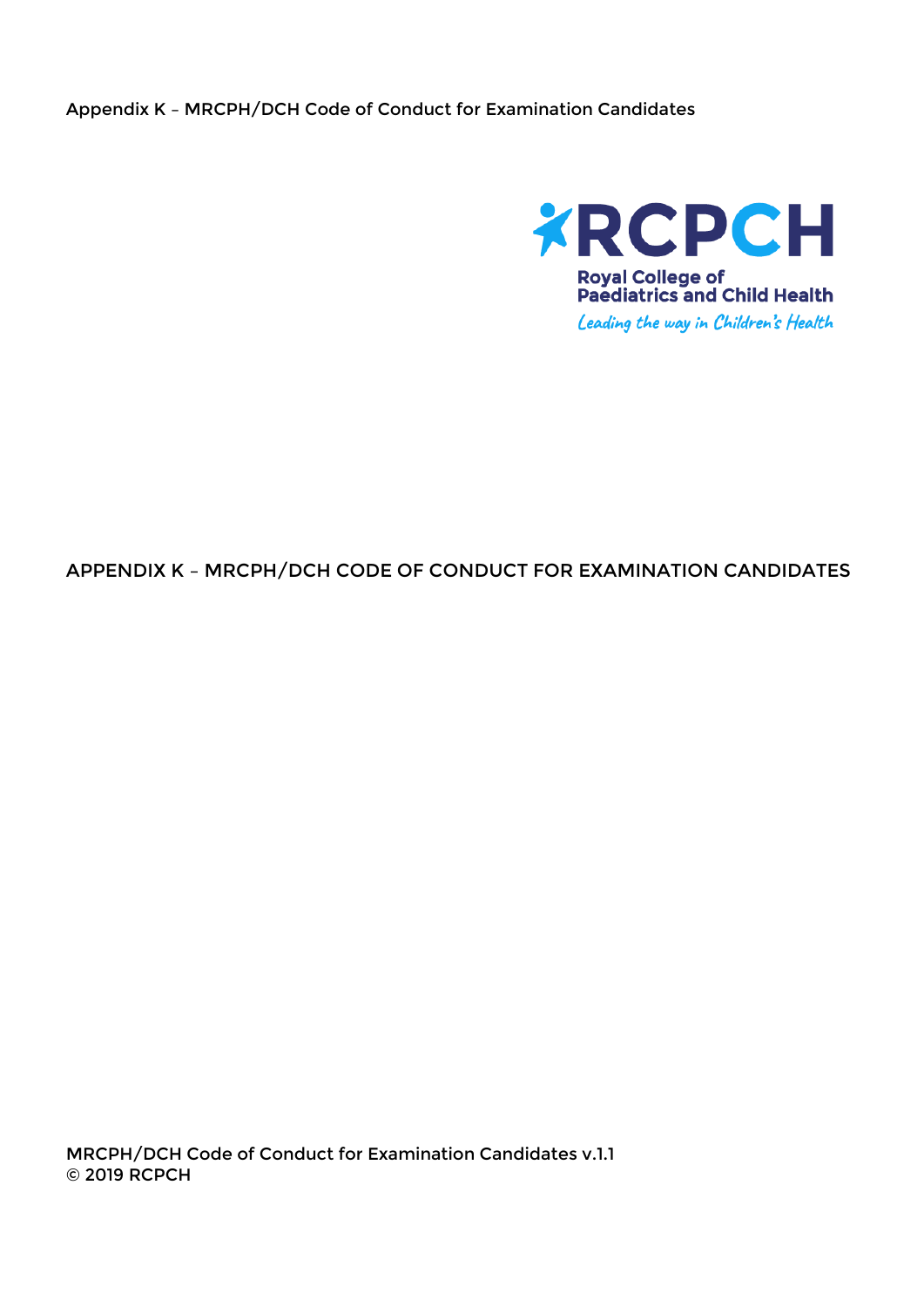Appendix K – MRCPH/DCH Code of Conduct for Examination Candidates

RCPCH

Royal College of Paediatrics and Child Health

*Leading the way in Children's Health*

# APPENDIX K – MRCPH/DCH CODE OF CONDUCT FOR EXAMINATION CANDIDATES

MRCPH/DCH Code of Conduct for Examination Candidates v.1.1
© 2019 RCPCH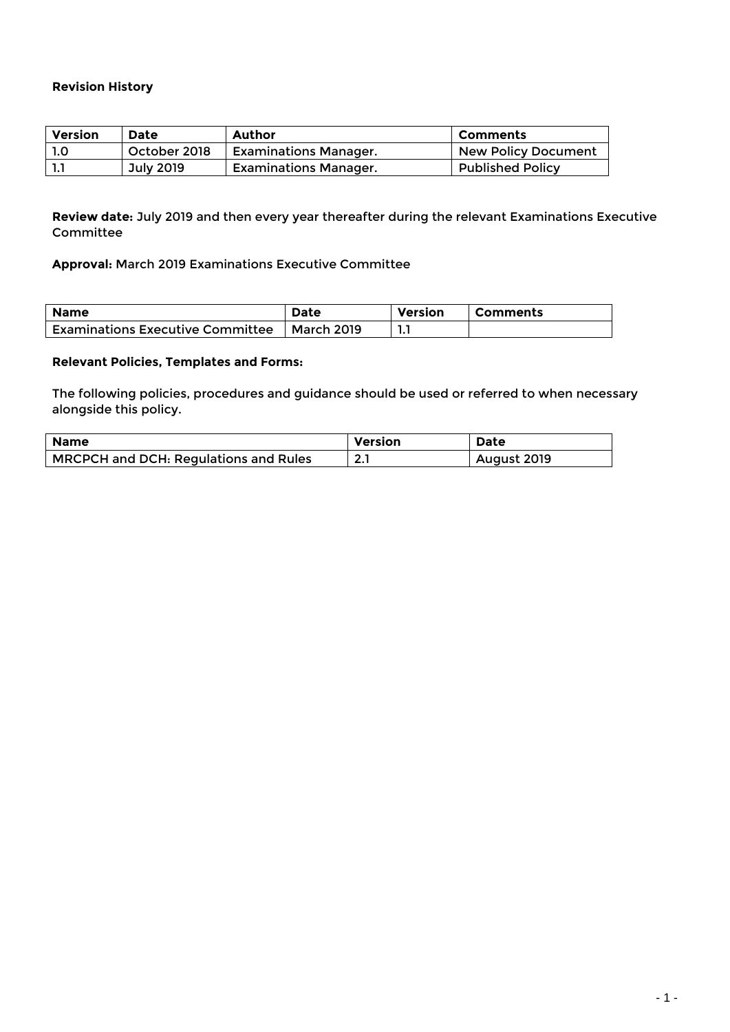**Revision History**

| Version | Date | Author | Comments |
|---|---|---|---|
| 1.0 | October 2018 | Examinations Manager. | New Policy Document |
| 1.1 | July 2019 | Examinations Manager. | Published Policy |

**Review date:** July 2019 and then every year thereafter during the relevant Examinations Executive Committee

**Approval:** March 2019 Examinations Executive Committee

| Name | Date | Version | Comments |
|---|---|---|---|
| Examinations Executive Committee | March 2019 | 1.1 | |

**Relevant Policies, Templates and Forms:**

The following policies, procedures and guidance should be used or referred to when necessary alongside this policy.

| Name | Version | Date |
|---|---|---|
| MRCPCH and DCH: Regulations and Rules | 2.1 | August 2019 |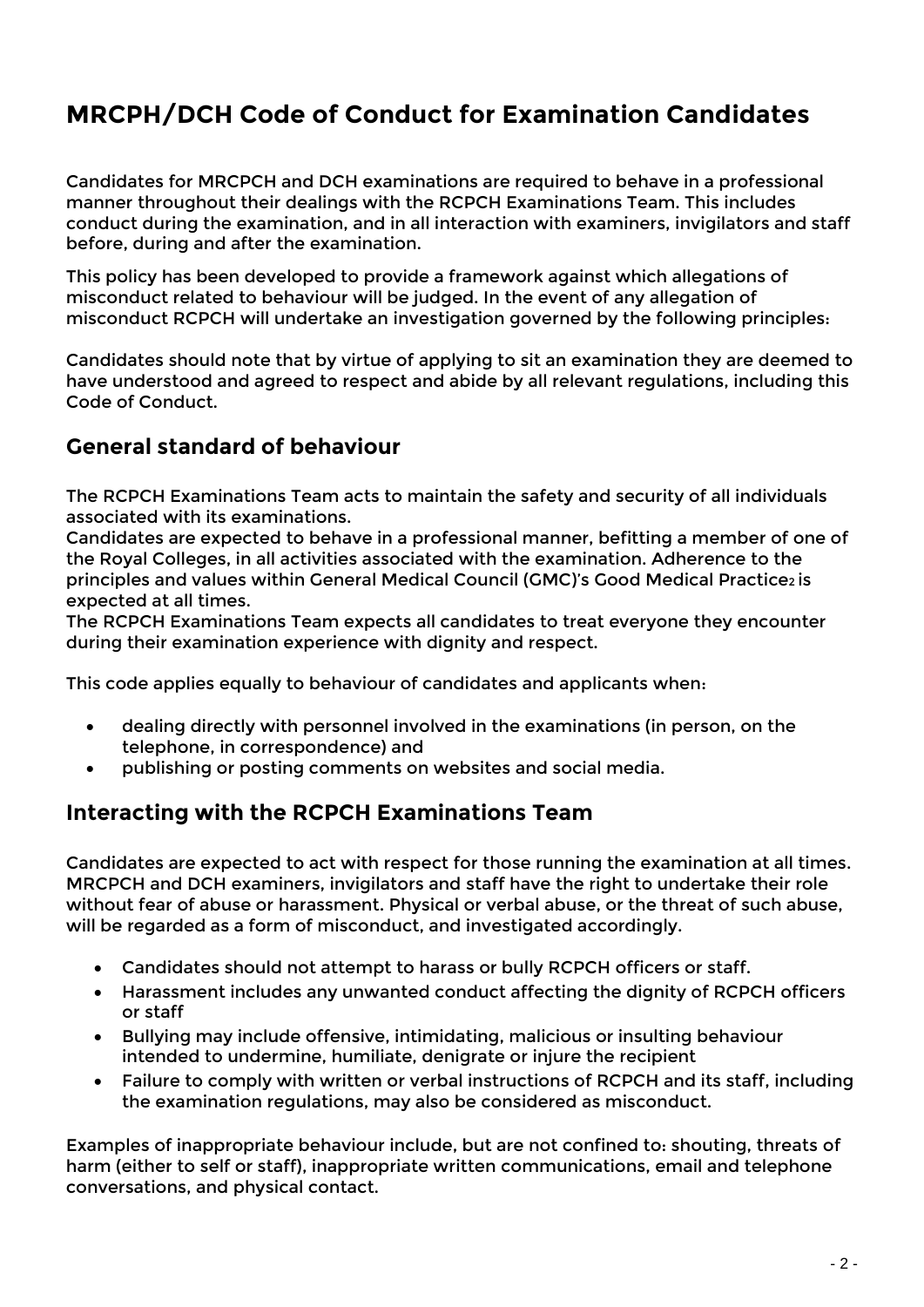# MRCPH/DCH Code of Conduct for Examination Candidates

Candidates for MRCPCH and DCH examinations are required to behave in a professional manner throughout their dealings with the RCPCH Examinations Team. This includes conduct during the examination, and in all interaction with examiners, invigilators and staff before, during and after the examination.

This policy has been developed to provide a framework against which allegations of misconduct related to behaviour will be judged. In the event of any allegation of misconduct RCPCH will undertake an investigation governed by the following principles:

Candidates should note that by virtue of applying to sit an examination they are deemed to have understood and agreed to respect and abide by all relevant regulations, including this Code of Conduct.

## General standard of behaviour

The RCPCH Examinations Team acts to maintain the safety and security of all individuals associated with its examinations.

Candidates are expected to behave in a professional manner, befitting a member of one of the Royal Colleges, in all activities associated with the examination. Adherence to the principles and values within General Medical Council (GMC)'s Good Medical Practice[2] is expected at all times.

The RCPCH Examinations Team expects all candidates to treat everyone they encounter during their examination experience with dignity and respect.

This code applies equally to behaviour of candidates and applicants when:

- dealing directly with personnel involved in the examinations (in person, on the telephone, in correspondence) and
- publishing or posting comments on websites and social media.

## Interacting with the RCPCH Examinations Team

Candidates are expected to act with respect for those running the examination at all times. MRCPCH and DCH examiners, invigilators and staff have the right to undertake their role without fear of abuse or harassment. Physical or verbal abuse, or the threat of such abuse, will be regarded as a form of misconduct, and investigated accordingly.

- Candidates should not attempt to harass or bully RCPCH officers or staff.
- Harassment includes any unwanted conduct affecting the dignity of RCPCH officers or staff
- Bullying may include offensive, intimidating, malicious or insulting behaviour intended to undermine, humiliate, denigrate or injure the recipient
- Failure to comply with written or verbal instructions of RCPCH and its staff, including the examination regulations, may also be considered as misconduct.

Examples of inappropriate behaviour include, but are not confined to: shouting, threats of harm (either to self or staff), inappropriate written communications, email and telephone conversations, and physical contact.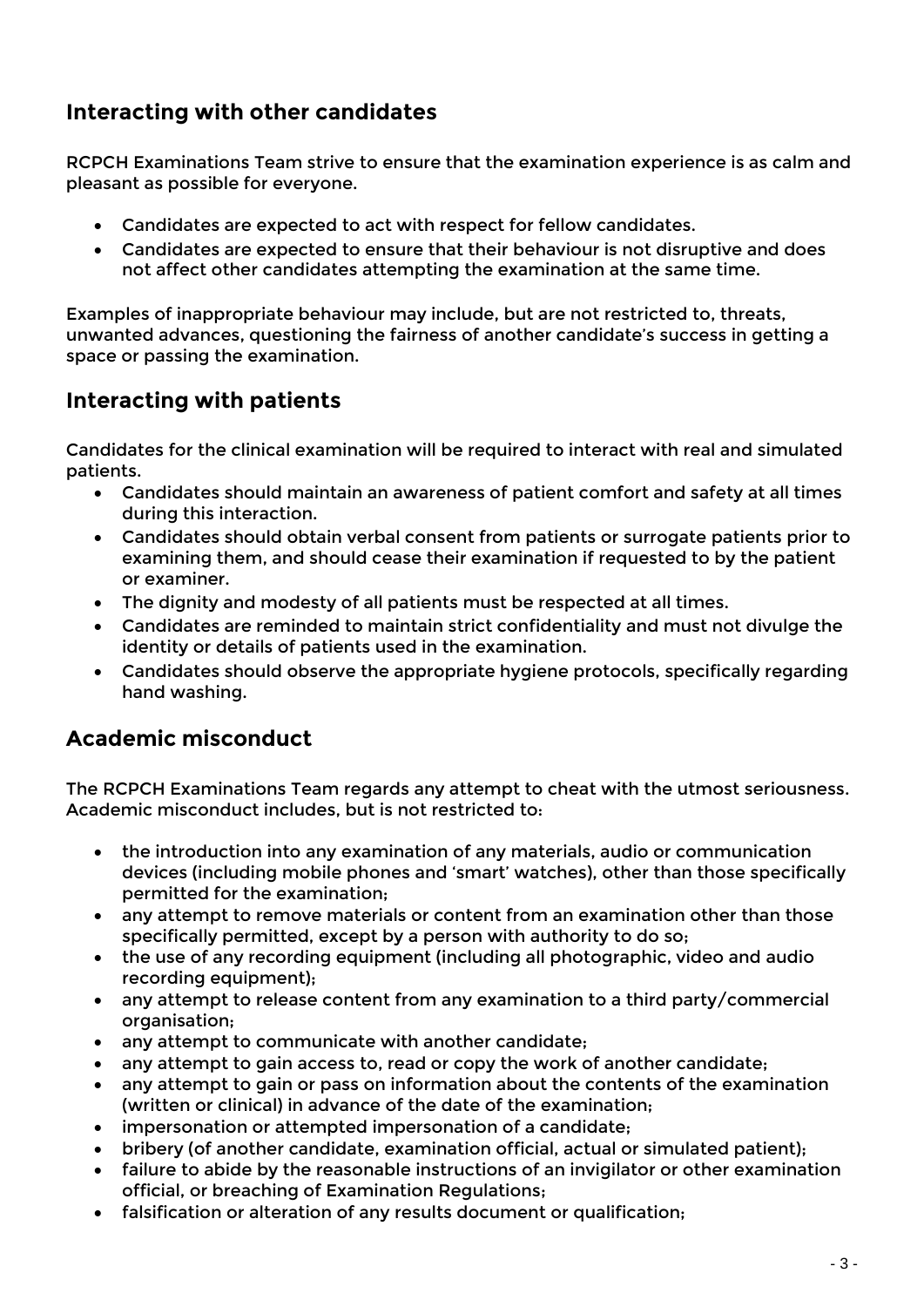## Interacting with other candidates

RCPCH Examinations Team strive to ensure that the examination experience is as calm and pleasant as possible for everyone.

- Candidates are expected to act with respect for fellow candidates.
- Candidates are expected to ensure that their behaviour is not disruptive and does not affect other candidates attempting the examination at the same time.

Examples of inappropriate behaviour may include, but are not restricted to, threats, unwanted advances, questioning the fairness of another candidate's success in getting a space or passing the examination.

## Interacting with patients

Candidates for the clinical examination will be required to interact with real and simulated patients.

- Candidates should maintain an awareness of patient comfort and safety at all times during this interaction.
- Candidates should obtain verbal consent from patients or surrogate patients prior to examining them, and should cease their examination if requested to by the patient or examiner.
- The dignity and modesty of all patients must be respected at all times.
- Candidates are reminded to maintain strict confidentiality and must not divulge the identity or details of patients used in the examination.
- Candidates should observe the appropriate hygiene protocols, specifically regarding hand washing.

## Academic misconduct

The RCPCH Examinations Team regards any attempt to cheat with the utmost seriousness. Academic misconduct includes, but is not restricted to:

- the introduction into any examination of any materials, audio or communication devices (including mobile phones and 'smart' watches), other than those specifically permitted for the examination;
- any attempt to remove materials or content from an examination other than those specifically permitted, except by a person with authority to do so;
- the use of any recording equipment (including all photographic, video and audio recording equipment);
- any attempt to release content from any examination to a third party/commercial organisation;
- any attempt to communicate with another candidate;
- any attempt to gain access to, read or copy the work of another candidate;
- any attempt to gain or pass on information about the contents of the examination (written or clinical) in advance of the date of the examination;
- impersonation or attempted impersonation of a candidate;
- bribery (of another candidate, examination official, actual or simulated patient);
- failure to abide by the reasonable instructions of an invigilator or other examination official, or breaching of Examination Regulations;
- falsification or alteration of any results document or qualification;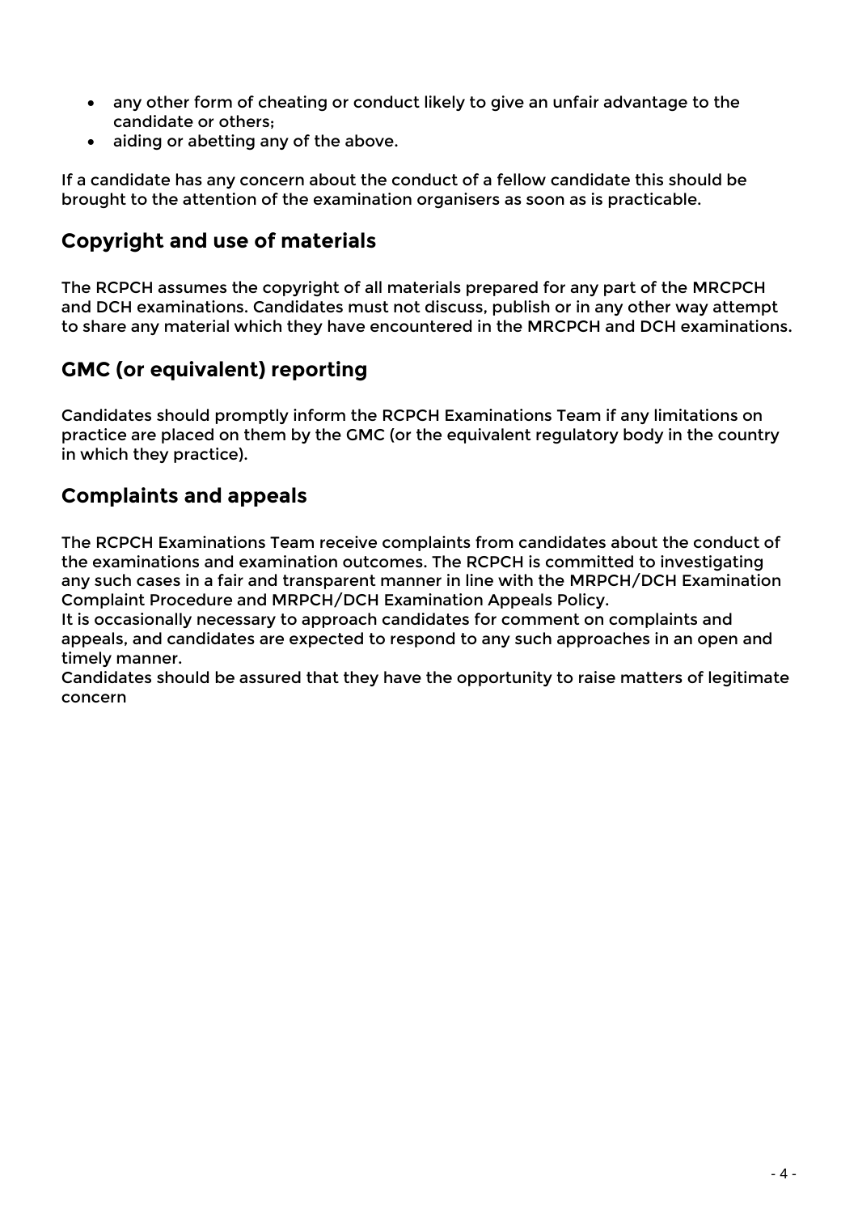- any other form of cheating or conduct likely to give an unfair advantage to the candidate or others;
- aiding or abetting any of the above.

If a candidate has any concern about the conduct of a fellow candidate this should be brought to the attention of the examination organisers as soon as is practicable.

## Copyright and use of materials

The RCPCH assumes the copyright of all materials prepared for any part of the MRCPCH and DCH examinations. Candidates must not discuss, publish or in any other way attempt to share any material which they have encountered in the MRCPCH and DCH examinations.

## GMC (or equivalent) reporting

Candidates should promptly inform the RCPCH Examinations Team if any limitations on practice are placed on them by the GMC (or the equivalent regulatory body in the country in which they practice).

## Complaints and appeals

The RCPCH Examinations Team receive complaints from candidates about the conduct of the examinations and examination outcomes. The RCPCH is committed to investigating any such cases in a fair and transparent manner in line with the MRPCH/DCH Examination Complaint Procedure and MRPCH/DCH Examination Appeals Policy.
It is occasionally necessary to approach candidates for comment on complaints and appeals, and candidates are expected to respond to any such approaches in an open and timely manner.
Candidates should be assured that they have the opportunity to raise matters of legitimate concern